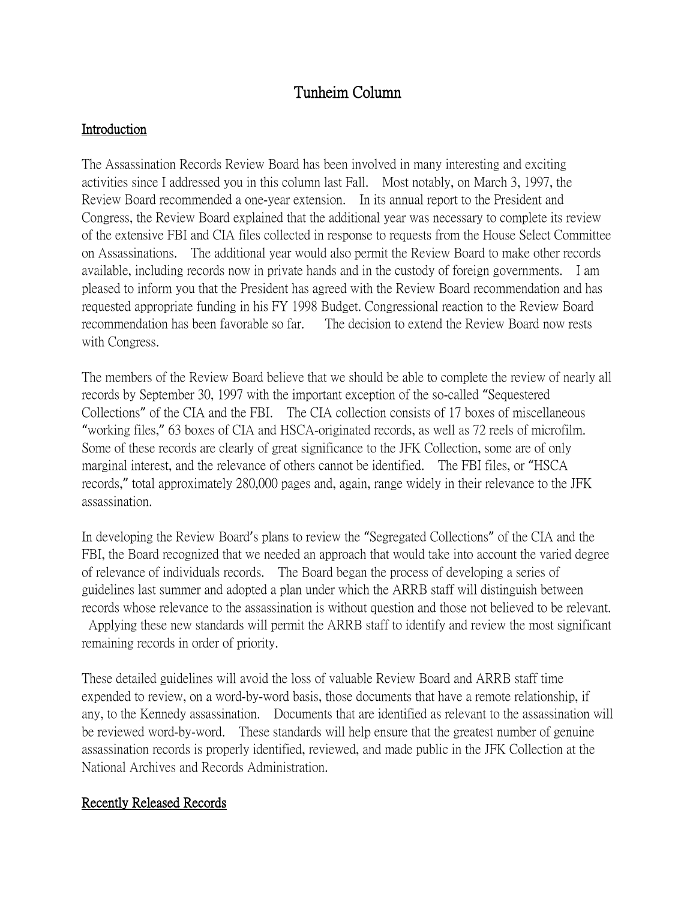# Tunheim Column

## Introduction

The Assassination Records Review Board has been involved in many interesting and exciting activities since I addressed you in this column last Fall. Most notably, on March 3, 1997, the Review Board recommended a one-year extension. In its annual report to the President and Congress, the Review Board explained that the additional year was necessary to complete its review of the extensive FBI and CIA files collected in response to requests from the House Select Committee on Assassinations. The additional year would also permit the Review Board to make other records available, including records now in private hands and in the custody of foreign governments. I am pleased to inform you that the President has agreed with the Review Board recommendation and has requested appropriate funding in his FY 1998 Budget. Congressional reaction to the Review Board recommendation has been favorable so far. The decision to extend the Review Board now rests with Congress.

The members of the Review Board believe that we should be able to complete the review of nearly all records by September 30, 1997 with the important exception of the so-called "Sequestered Collections" of the CIA and the FBI. The CIA collection consists of 17 boxes of miscellaneous "working files," 63 boxes of CIA and HSCA-originated records, as well as 72 reels of microfilm. Some of these records are clearly of great significance to the JFK Collection, some are of only marginal interest, and the relevance of others cannot be identified. The FBI files, or "HSCA records," total approximately 280,000 pages and, again, range widely in their relevance to the JFK assassination.

In developing the Review Board's plans to review the "Segregated Collections" of the CIA and the FBI, the Board recognized that we needed an approach that would take into account the varied degree of relevance of individuals records. The Board began the process of developing a series of guidelines last summer and adopted a plan under which the ARRB staff will distinguish between records whose relevance to the assassination is without question and those not believed to be relevant. Applying these new standards will permit the ARRB staff to identify and review the most significant remaining records in order of priority.

These detailed guidelines will avoid the loss of valuable Review Board and ARRB staff time expended to review, on a word-by-word basis, those documents that have a remote relationship, if any, to the Kennedy assassination. Documents that are identified as relevant to the assassination will be reviewed word-by-word. These standards will help ensure that the greatest number of genuine assassination records is properly identified, reviewed, and made public in the JFK Collection at the National Archives and Records Administration.

## Recently Released Records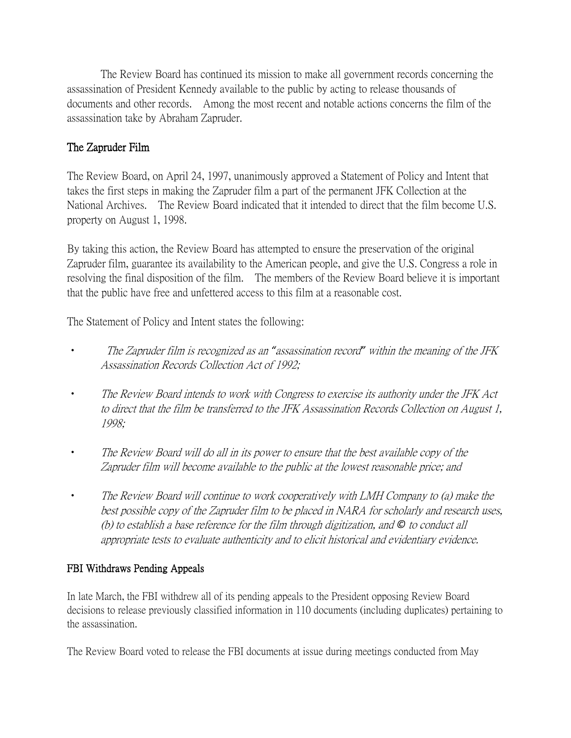The Review Board has continued its mission to make all government records concerning the assassination of President Kennedy available to the public by acting to release thousands of documents and other records. Among the most recent and notable actions concerns the film of the assassination take by Abraham Zapruder.

## The Zapruder Film

The Review Board, on April 24, 1997, unanimously approved a Statement of Policy and Intent that takes the first steps in making the Zapruder film a part of the permanent JFK Collection at the National Archives. The Review Board indicated that it intended to direct that the film become U.S. property on August 1, 1998.

By taking this action, the Review Board has attempted to ensure the preservation of the original Zapruder film, guarantee its availability to the American people, and give the U.S. Congress a role in resolving the final disposition of the film. The members of the Review Board believe it is important that the public have free and unfettered access to this film at a reasonable cost.

The Statement of Policy and Intent states the following:

- *The Zapruder film is recognized as an "assassination record" within the meaning of the JFK Assassination Records Collection Act of 1992;*
- *The Review Board intends to work with Congress to exercise its authority under the JFK Act to direct that the film be transferred to the JFK Assassination Records Collection on August 1, 1998;*
- *The Review Board will do all in its power to ensure that the best available copy of the Zapruder film will become available to the public at the lowest reasonable price; and*
- *The Review Board will continue to work cooperatively with LMH Company to (a) make the best possible copy of the Zapruder film to be placed in NARA for scholarly and research uses, (b) to establish a base reference for the film through digitization, and © to conduct all appropriate tests to evaluate authenticity and to elicit historical and evidentiary evidence.*

## FBI Withdraws Pending Appeals

In late March, the FBI withdrew all of its pending appeals to the President opposing Review Board decisions to release previously classified information in 110 documents (including duplicates) pertaining to the assassination.

The Review Board voted to release the FBI documents at issue during meetings conducted from May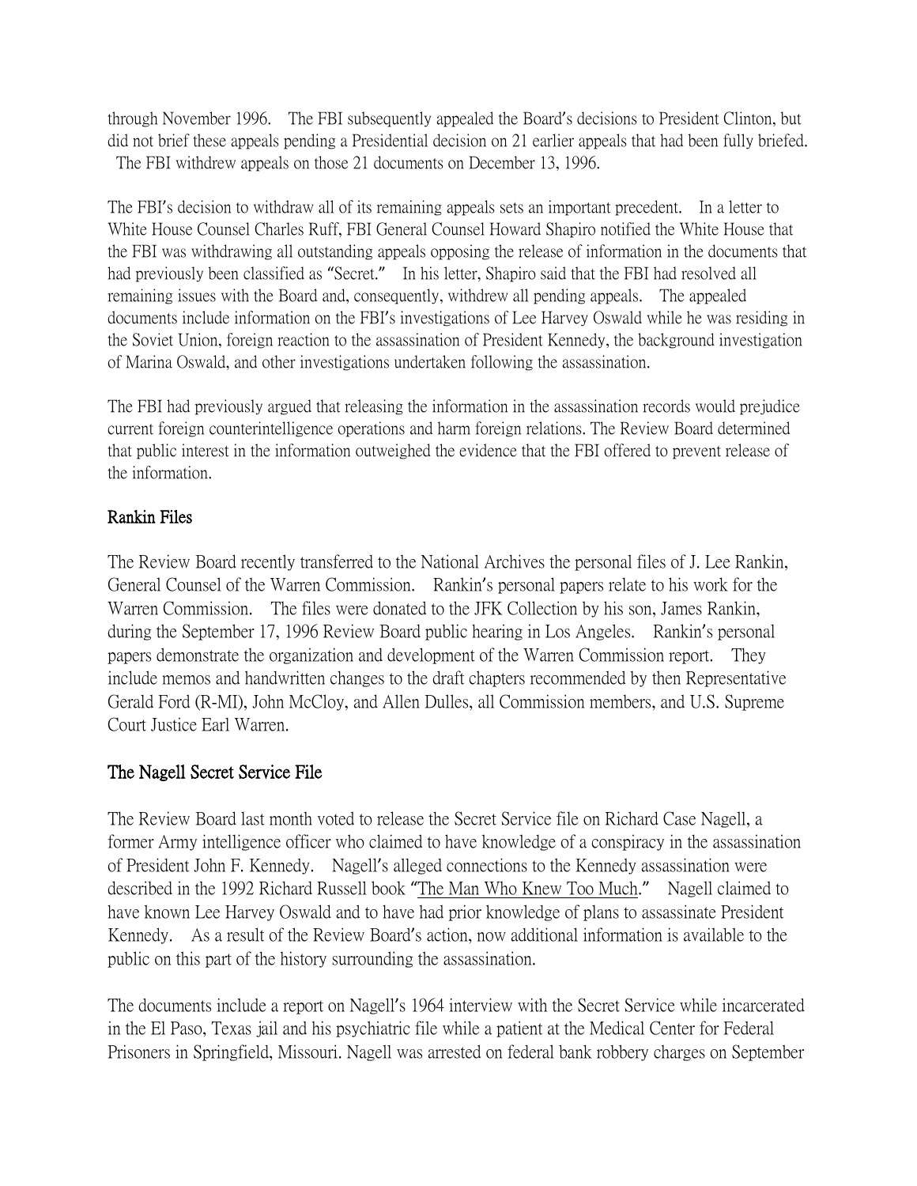through November 1996. The FBI subsequently appealed the Board's decisions to President Clinton, but did not brief these appeals pending a Presidential decision on 21 earlier appeals that had been fully briefed. The FBI withdrew appeals on those 21 documents on December 13, 1996.

The FBI's decision to withdraw all of its remaining appeals sets an important precedent. In a letter to White House Counsel Charles Ruff, FBI General Counsel Howard Shapiro notified the White House that the FBI was withdrawing all outstanding appeals opposing the release of information in the documents that had previously been classified as "Secret." In his letter, Shapiro said that the FBI had resolved all remaining issues with the Board and, consequently, withdrew all pending appeals. The appealed documents include information on the FBI's investigations of Lee Harvey Oswald while he was residing in the Soviet Union, foreign reaction to the assassination of President Kennedy, the background investigation of Marina Oswald, and other investigations undertaken following the assassination.

The FBI had previously argued that releasing the information in the assassination records would prejudice current foreign counterintelligence operations and harm foreign relations. The Review Board determined that public interest in the information outweighed the evidence that the FBI offered to prevent release of the information.

## Rankin Files

The Review Board recently transferred to the National Archives the personal files of J. Lee Rankin, General Counsel of the Warren Commission. Rankin's personal papers relate to his work for the Warren Commission. The files were donated to the JFK Collection by his son, James Rankin, during the September 17, 1996 Review Board public hearing in Los Angeles. Rankin's personal papers demonstrate the organization and development of the Warren Commission report. They include memos and handwritten changes to the draft chapters recommended by then Representative Gerald Ford (R-MI), John McCloy, and Allen Dulles, all Commission members, and U.S. Supreme Court Justice Earl Warren.

## The Nagell Secret Service File

The Review Board last month voted to release the Secret Service file on Richard Case Nagell, a former Army intelligence officer who claimed to have knowledge of a conspiracy in the assassination of President John F. Kennedy. Nagell's alleged connections to the Kennedy assassination were described in the 1992 Richard Russell book "The Man Who Knew Too Much." Nagell claimed to have known Lee Harvey Oswald and to have had prior knowledge of plans to assassinate President Kennedy. As a result of the Review Board's action, now additional information is available to the public on this part of the history surrounding the assassination.

The documents include a report on Nagell's 1964 interview with the Secret Service while incarcerated in the El Paso, Texas jail and his psychiatric file while a patient at the Medical Center for Federal Prisoners in Springfield, Missouri. Nagell was arrested on federal bank robbery charges on September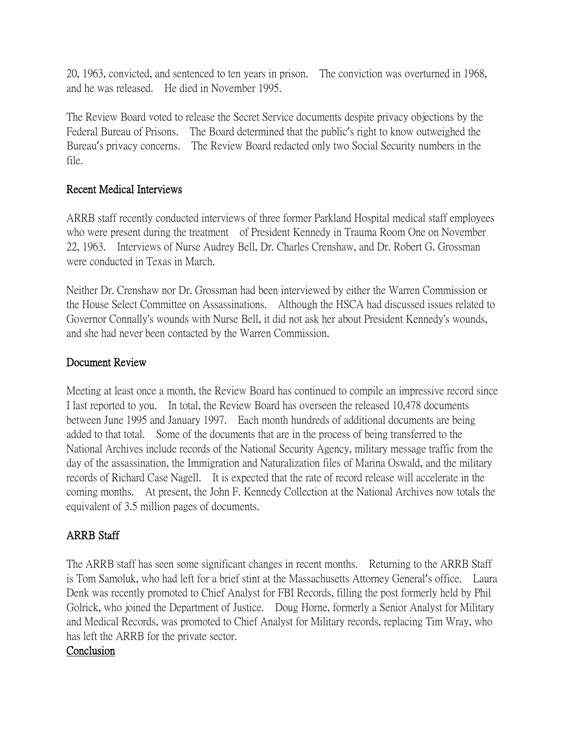20, 1963, convicted, and sentenced to ten years in prison. The conviction was overturned in 1968, and he was released. He died in November 1995.

The Review Board voted to release the Secret Service documents despite privacy objections by the Federal Bureau of Prisons. The Board determined that the public's right to know outweighed the Bureau's privacy concerns. The Review Board redacted only two Social Security numbers in the file.

## Recent Medical Interviews

ARRB staff recently conducted interviews of three former Parkland Hospital medical staff employees who were present during the treatment of President Kennedy in Trauma Room One on November 22, 1963. Interviews of Nurse Audrey Bell, Dr. Charles Crenshaw, and Dr. Robert G. Grossman were conducted in Texas in March.

Neither Dr. Crenshaw nor Dr. Grossman had been interviewed by either the Warren Commission or the House Select Committee on Assassinations. Although the HSCA had discussed issues related to Governor Connally's wounds with Nurse Bell, it did not ask her about President Kennedy's wounds, and she had never been contacted by the Warren Commission.

## Document Review

Meeting at least once a month, the Review Board has continued to compile an impressive record since I last reported to you. In total, the Review Board has overseen the released 10,478 documents between June 1995 and January 1997. Each month hundreds of additional documents are being added to that total. Some of the documents that are in the process of being transferred to the National Archives include records of the National Security Agency, military message traffic from the day of the assassination, the Immigration and Naturalization files of Marina Oswald, and the military records of Richard Case Nagell. It is expected that the rate of record release will accelerate in the coming months. At present, the John F. Kennedy Collection at the National Archives now totals the equivalent of 3.5 million pages of documents.

## ARRB Staff

The ARRB staff has seen some significant changes in recent months. Returning to the ARRB Staff is Tom Samoluk, who had left for a brief stint at the Massachusetts Attorney General's office. Laura Denk was recently promoted to Chief Analyst for FBI Records, filling the post formerly held by Phil Golrick, who joined the Department of Justice. Doug Horne, formerly a Senior Analyst for Military and Medical Records, was promoted to Chief Analyst for Military records, replacing Tim Wray, who has left the ARRB for the private sector.

## Conclusion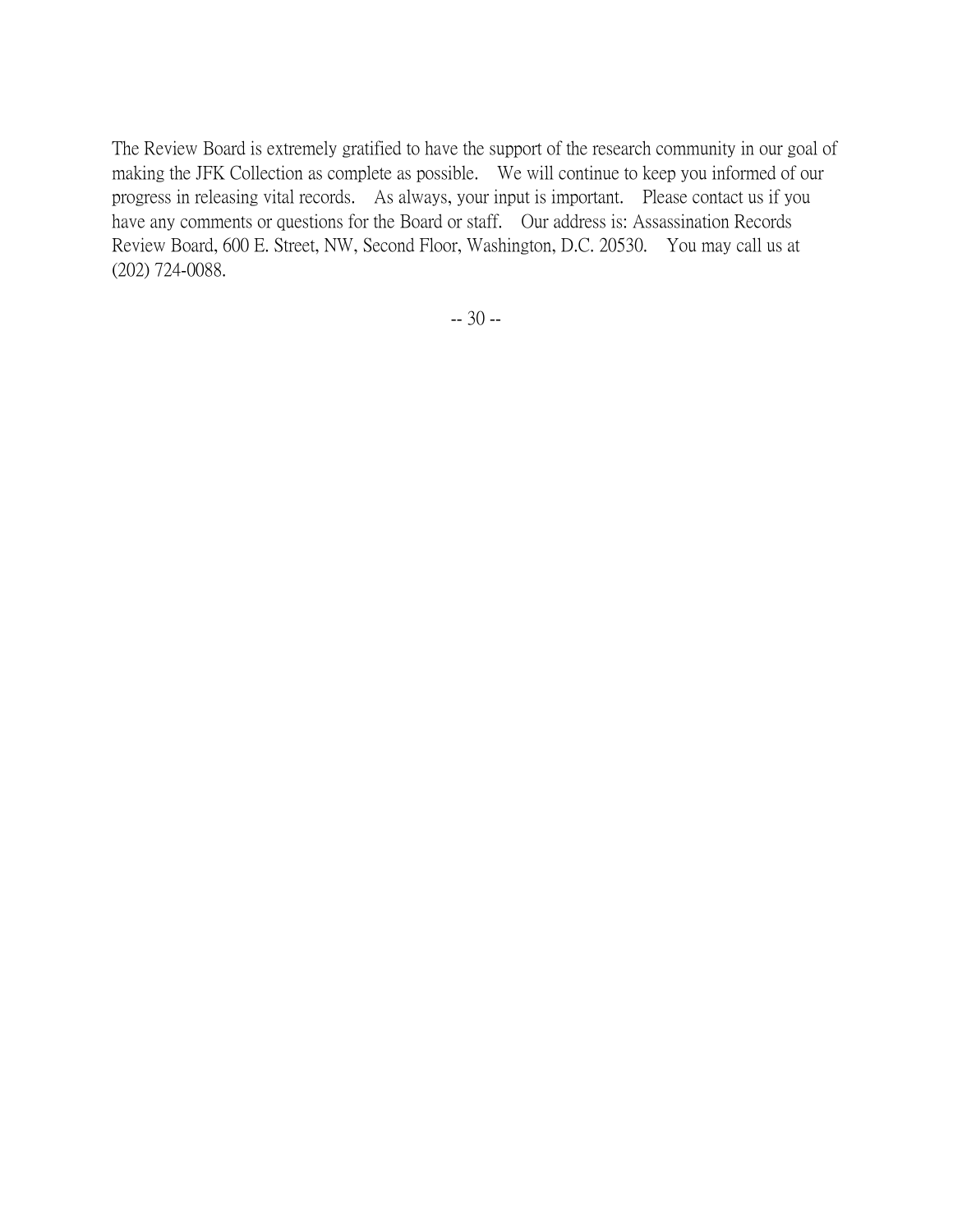The Review Board is extremely gratified to have the support of the research community in our goal of making the JFK Collection as complete as possible. We will continue to keep you informed of our progress in releasing vital records. As always, your input is important. Please contact us if you have any comments or questions for the Board or staff. Our address is: Assassination Records Review Board, 600 E. Street, NW, Second Floor, Washington, D.C. 20530. You may call us at (202) 724-0088.

-- 30 --